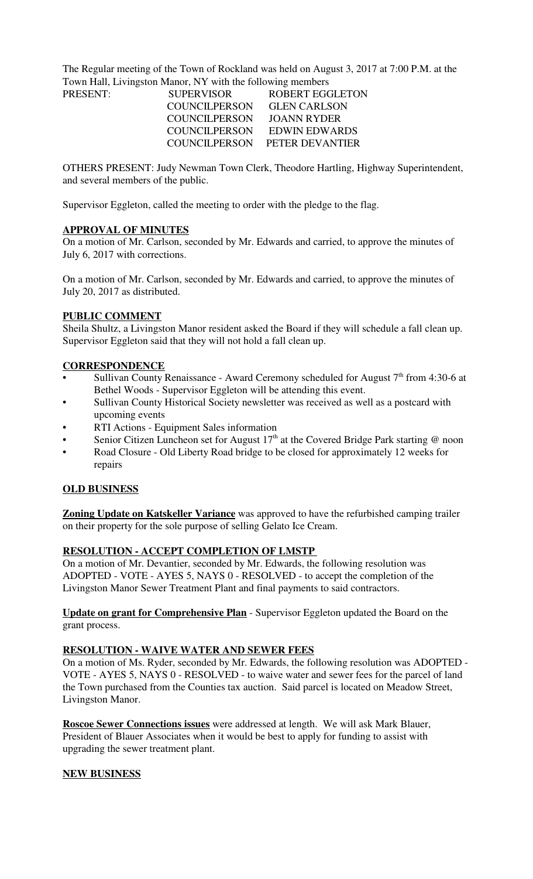The Regular meeting of the Town of Rockland was held on August 3, 2017 at 7:00 P.M. at the Town Hall, Livingston Manor, NY with the following members

| PRESENT: | SUPERVISOR | ROBERT EGGLETON |
|---|---|---|
| | COUNCILPERSON | GLEN CARLSON |
| | COUNCILPERSON | JOANN RYDER |
| | COUNCILPERSON | EDWIN EDWARDS |
| | COUNCILPERSON | PETER DEVANTIER |

OTHERS PRESENT: Judy Newman Town Clerk, Theodore Hartling, Highway Superintendent, and several members of the public.

Supervisor Eggleton, called the meeting to order with the pledge to the flag.

## APPROVAL OF MINUTES

On a motion of Mr. Carlson, seconded by Mr. Edwards and carried, to approve the minutes of July 6, 2017 with corrections.

On a motion of Mr. Carlson, seconded by Mr. Edwards and carried, to approve the minutes of July 20, 2017 as distributed.

## PUBLIC COMMENT

Sheila Shultz, a Livingston Manor resident asked the Board if they will schedule a fall clean up. Supervisor Eggleton said that they will not hold a fall clean up.

## CORRESPONDENCE

- Sullivan County Renaissance - Award Ceremony scheduled for August 7th from 4:30-6 at Bethel Woods - Supervisor Eggleton will be attending this event.
- Sullivan County Historical Society newsletter was received as well as a postcard with upcoming events
- RTI Actions - Equipment Sales information
- Senior Citizen Luncheon set for August 17th at the Covered Bridge Park starting @ noon
- Road Closure - Old Liberty Road bridge to be closed for approximately 12 weeks for repairs

## OLD BUSINESS

**Zoning Update on Katskeller Variance** was approved to have the refurbished camping trailer on their property for the sole purpose of selling Gelato Ice Cream.

### RESOLUTION - ACCEPT COMPLETION OF LMSTP

On a motion of Mr. Devantier, seconded by Mr. Edwards, the following resolution was ADOPTED - VOTE - AYES 5, NAYS 0 - RESOLVED - to accept the completion of the Livingston Manor Sewer Treatment Plant and final payments to said contractors.

**Update on grant for Comprehensive Plan** - Supervisor Eggleton updated the Board on the grant process.

### RESOLUTION - WAIVE WATER AND SEWER FEES

On a motion of Ms. Ryder, seconded by Mr. Edwards, the following resolution was ADOPTED - VOTE - AYES 5, NAYS 0 - RESOLVED - to waive water and sewer fees for the parcel of land the Town purchased from the Counties tax auction. Said parcel is located on Meadow Street, Livingston Manor.

**Roscoe Sewer Connections issues** were addressed at length. We will ask Mark Blauer, President of Blauer Associates when it would be best to apply for funding to assist with upgrading the sewer treatment plant.

## NEW BUSINESS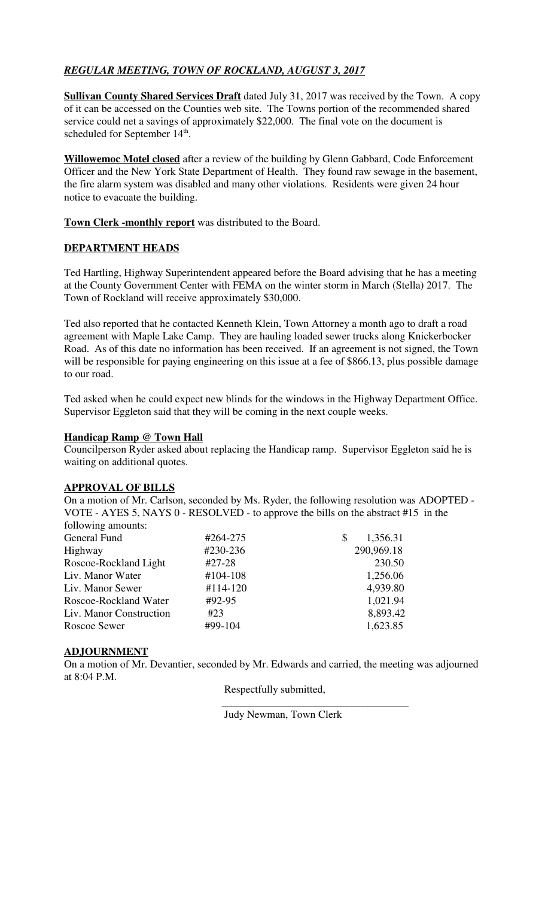***REGULAR MEETING, TOWN OF ROCKLAND, AUGUST 3, 2017***

**Sullivan County Shared Services Draft** dated July 31, 2017 was received by the Town. A copy of it can be accessed on the Counties web site. The Towns portion of the recommended shared service could net a savings of approximately $22,000. The final vote on the document is scheduled for September 14th.

**Willowemoc Motel closed** after a review of the building by Glenn Gabbard, Code Enforcement Officer and the New York State Department of Health. They found raw sewage in the basement, the fire alarm system was disabled and many other violations. Residents were given 24 hour notice to evacuate the building.

**Town Clerk -monthly report** was distributed to the Board.

## DEPARTMENT HEADS

Ted Hartling, Highway Superintendent appeared before the Board advising that he has a meeting at the County Government Center with FEMA on the winter storm in March (Stella) 2017. The Town of Rockland will receive approximately $30,000.

Ted also reported that he contacted Kenneth Klein, Town Attorney a month ago to draft a road agreement with Maple Lake Camp. They are hauling loaded sewer trucks along Knickerbocker Road. As of this date no information has been received. If an agreement is not signed, the Town will be responsible for paying engineering on this issue at a fee of $866.13, plus possible damage to our road.

Ted asked when he could expect new blinds for the windows in the Highway Department Office. Supervisor Eggleton said that they will be coming in the next couple weeks.

**Handicap Ramp @ Town Hall**

Councilperson Ryder asked about replacing the Handicap ramp. Supervisor Eggleton said he is waiting on additional quotes.

## APPROVAL OF BILLS

On a motion of Mr. Carlson, seconded by Ms. Ryder, the following resolution was ADOPTED - VOTE - AYES 5, NAYS 0 - RESOLVED - to approve the bills on the abstract #15 in the following amounts:

| | | |
|---|---|---|
| General Fund | #264-275 | $ 1,356.31 |
| Highway | #230-236 | 290,969.18 |
| Roscoe-Rockland Light | #27-28 | 230.50 |
| Liv. Manor Water | #104-108 | 1,256.06 |
| Liv. Manor Sewer | #114-120 | 4,939.80 |
| Roscoe-Rockland Water | #92-95 | 1,021.94 |
| Liv. Manor Construction | #23 | 8,893.42 |
| Roscoe Sewer | #99-104 | 1,623.85 |

## ADJOURNMENT

On a motion of Mr. Devantier, seconded by Mr. Edwards and carried, the meeting was adjourned at 8:04 P.M.

Respectfully submitted,

\_\_\_\_\_\_\_\_\_\_\_\_\_\_\_\_\_\_\_\_\_\_\_\_\_\_\_\_\_\_\_\_\_\_\_\_

Judy Newman, Town Clerk